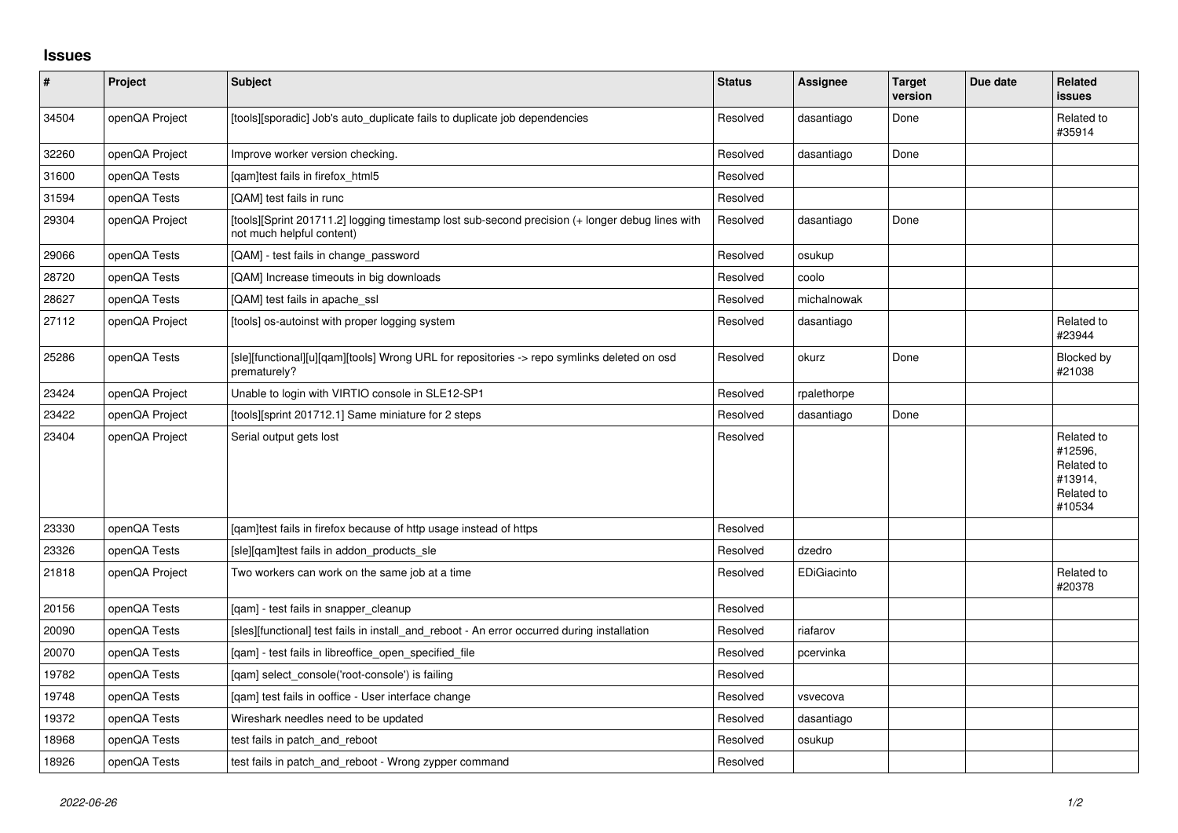## Issues

| # | Project | Subject | Status | Assignee | Target version | Due date | Related issues |
|---|---|---|---|---|---|---|---|
| 34504 | openQA Project | [tools][sporadic] Job's auto_duplicate fails to duplicate job dependencies | Resolved | dasantiago | Done | | Related to #35914 |
| 32260 | openQA Project | Improve worker version checking. | Resolved | dasantiago | Done | | |
| 31600 | openQA Tests | [qam]test fails in firefox_html5 | Resolved | | | | |
| 31594 | openQA Tests | [QAM] test fails in runc | Resolved | | | | |
| 29304 | openQA Project | [tools][Sprint 201711.2] logging timestamp lost sub-second precision (+ longer debug lines with not much helpful content) | Resolved | dasantiago | Done | | |
| 29066 | openQA Tests | [QAM] - test fails in change_password | Resolved | osukup | | | |
| 28720 | openQA Tests | [QAM] Increase timeouts in big downloads | Resolved | coolo | | | |
| 28627 | openQA Tests | [QAM] test fails in apache_ssl | Resolved | michalnowak | | | |
| 27112 | openQA Project | [tools] os-autoinst with proper logging system | Resolved | dasantiago | | | Related to #23944 |
| 25286 | openQA Tests | [sle][functional][u][qam][tools] Wrong URL for repositories -> repo symlinks deleted on osd prematurely? | Resolved | okurz | Done | | Blocked by #21038 |
| 23424 | openQA Project | Unable to login with VIRTIO console in SLE12-SP1 | Resolved | rpalethorpe | | | |
| 23422 | openQA Project | [tools][sprint 201712.1] Same miniature for 2 steps | Resolved | dasantiago | Done | | |
| 23404 | openQA Project | Serial output gets lost | Resolved | | | | Related to #12596, Related to #13914, Related to #10534 |
| 23330 | openQA Tests | [qam]test fails in firefox because of http usage instead of https | Resolved | | | | |
| 23326 | openQA Tests | [sle][qam]test fails in addon_products_sle | Resolved | dzedro | | | |
| 21818 | openQA Project | Two workers can work on the same job at a time | Resolved | EDiGiacinto | | | Related to #20378 |
| 20156 | openQA Tests | [qam] - test fails in snapper_cleanup | Resolved | | | | |
| 20090 | openQA Tests | [sles][functional] test fails in install_and_reboot - An error occurred during installation | Resolved | riafarov | | | |
| 20070 | openQA Tests | [qam] - test fails in libreoffice_open_specified_file | Resolved | pcervinka | | | |
| 19782 | openQA Tests | [qam] select_console('root-console') is failing | Resolved | | | | |
| 19748 | openQA Tests | [qam] test fails in ooffice - User interface change | Resolved | vsvecova | | | |
| 19372 | openQA Tests | Wireshark needles need to be updated | Resolved | dasantiago | | | |
| 18968 | openQA Tests | test fails in patch_and_reboot | Resolved | osukup | | | |
| 18926 | openQA Tests | test fails in patch_and_reboot - Wrong zypper command | Resolved | | | | |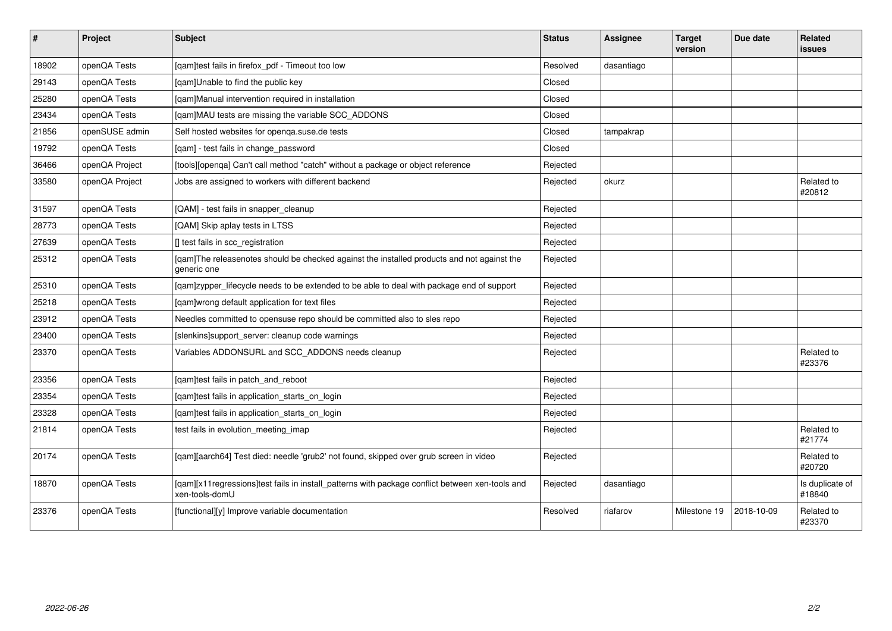| # | Project | Subject | Status | Assignee | Target version | Due date | Related issues |
|---|---|---|---|---|---|---|---|
| 18902 | openQA Tests | [qam]test fails in firefox_pdf - Timeout too low | Resolved | dasantiago | | | |
| 29143 | openQA Tests | [qam]Unable to find the public key | Closed | | | | |
| 25280 | openQA Tests | [qam]Manual intervention required in installation | Closed | | | | |
| 23434 | openQA Tests | [qam]MAU tests are missing the variable SCC_ADDONS | Closed | | | | |
| 21856 | openSUSE admin | Self hosted websites for openqa.suse.de tests | Closed | tampakrap | | | |
| 19792 | openQA Tests | [qam] - test fails in change_password | Closed | | | | |
| 36466 | openQA Project | [tools][openqa] Can't call method "catch" without a package or object reference | Rejected | | | | |
| 33580 | openQA Project | Jobs are assigned to workers with different backend | Rejected | okurz | | | Related to #20812 |
| 31597 | openQA Tests | [QAM] - test fails in snapper_cleanup | Rejected | | | | |
| 28773 | openQA Tests | [QAM] Skip aplay tests in LTSS | Rejected | | | | |
| 27639 | openQA Tests | [] test fails in scc_registration | Rejected | | | | |
| 25312 | openQA Tests | [qam]The releasenotes should be checked against the installed products and not against the generic one | Rejected | | | | |
| 25310 | openQA Tests | [qam]zypper_lifecycle needs to be extended to be able to deal with package end of support | Rejected | | | | |
| 25218 | openQA Tests | [qam]wrong default application for text files | Rejected | | | | |
| 23912 | openQA Tests | Needles committed to opensuse repo should be committed also to sles repo | Rejected | | | | |
| 23400 | openQA Tests | [slenkins]support_server: cleanup code warnings | Rejected | | | | |
| 23370 | openQA Tests | Variables ADDONSURL and SCC_ADDONS needs cleanup | Rejected | | | | Related to #23376 |
| 23356 | openQA Tests | [qam]test fails in patch_and_reboot | Rejected | | | | |
| 23354 | openQA Tests | [qam]test fails in application_starts_on_login | Rejected | | | | |
| 23328 | openQA Tests | [qam]test fails in application_starts_on_login | Rejected | | | | |
| 21814 | openQA Tests | test fails in evolution_meeting_imap | Rejected | | | | Related to #21774 |
| 20174 | openQA Tests | [qam][aarch64] Test died: needle 'grub2' not found, skipped over grub screen in video | Rejected | | | | Related to #20720 |
| 18870 | openQA Tests | [qam][x11regressions]test fails in install_patterns with package conflict between xen-tools and xen-tools-domU | Rejected | dasantiago | | | Is duplicate of #18840 |
| 23376 | openQA Tests | [functional][y] Improve variable documentation | Resolved | riafarov | Milestone 19 | 2018-10-09 | Related to #23370 |